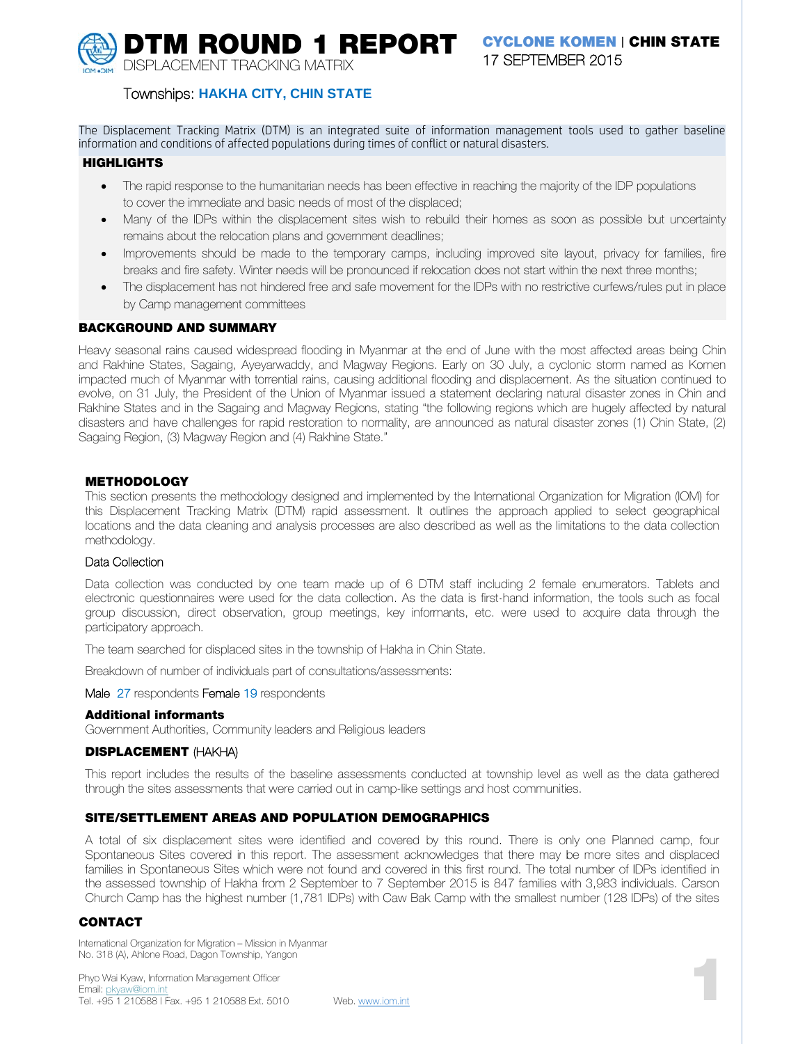# DTM ROUND 1 REPORT

DISPLACEMENT TRACKING MATRIX

**CYCLONE KOMEN | CHIN STATE**

17 SEPTEMBER 2015

Townships: **HAKHA CITY, CHIN STATE**

The Displacement Tracking Matrix (DTM) is an integrated suite of information management tools used to gather baseline information and conditions of affected populations during times of conflict or natural disasters.

## HIGHLIGHTS

- The rapid response to the humanitarian needs has been effective in reaching the majority of the IDP populations to cover the immediate and basic needs of most of the displaced;
- Many of the IDPs within the displacement sites wish to rebuild their homes as soon as possible but uncertainty remains about the relocation plans and government deadlines;
- Improvements should be made to the temporary camps, including improved site layout, privacy for families, fire breaks and fire safety. Winter needs will be pronounced if relocation does not start within the next three months;
- The displacement has not hindered free and safe movement for the IDPs with no restrictive curfews/rules put in place by Camp management committees

## BACKGROUND AND SUMMARY

Heavy seasonal rains caused widespread flooding in Myanmar at the end of June with the most affected areas being Chin and Rakhine States, Sagaing, Ayeyarwaddy, and Magway Regions. Early on 30 July, a cyclonic storm named as Komen impacted much of Myanmar with torrential rains, causing additional flooding and displacement. As the situation continued to evolve, on 31 July, the President of the Union of Myanmar issued a statement declaring natural disaster zones in Chin and Rakhine States and in the Sagaing and Magway Regions, stating "the following regions which are hugely affected by natural disasters and have challenges for rapid restoration to normality, are announced as natural disaster zones (1) Chin State, (2) Sagaing Region, (3) Magway Region and (4) Rakhine State."

## METHODOLOGY

This section presents the methodology designed and implemented by the International Organization for Migration (IOM) for this Displacement Tracking Matrix (DTM) rapid assessment. It outlines the approach applied to select geographical locations and the data cleaning and analysis processes are also described as well as the limitations to the data collection methodology.

### Data Collection

Data collection was conducted by one team made up of 6 DTM staff including 2 female enumerators. Tablets and electronic questionnaires were used for the data collection. As the data is first-hand information, the tools such as focal group discussion, direct observation, group meetings, key informants, etc. were used to acquire data through the participatory approach.

The team searched for displaced sites in the township of Hakha in Chin State.

Breakdown of number of individuals part of consultations/assessments:

Male 27 respondents Female 19 respondents

### Additional informants

Government Authorities, Community leaders and Religious leaders

## DISPLACEMENT (HAKHA)

This report includes the results of the baseline assessments conducted at township level as well as the data gathered through the sites assessments that were carried out in camp-like settings and host communities.

## SITE/SETTLEMENT AREAS AND POPULATION DEMOGRAPHICS

A total of six displacement sites were identified and covered by this round. There is only one Planned camp, four Spontaneous Sites covered in this report. The assessment acknowledges that there may be more sites and displaced families in Spontaneous Sites which were not found and covered in this first round. The total number of IDPs identified in the assessed township of Hakha from 2 September to 7 September 2015 is 847 families with 3,983 individuals. Carson Church Camp has the highest number (1,781 IDPs) with Caw Bak Camp with the smallest number (128 IDPs) of the sites

## CONTACT

International Organization for Migration – Mission in Myanmar
No. 318 (A), Ahlone Road, Dagon Township, Yangon

Phyo Wai Kyaw, Information Management Officer
Email: pkyaw@iom.int
Tel. +95 1 210588 I Fax. +95 1 210588 Ext. 5010 Web. www.iom.int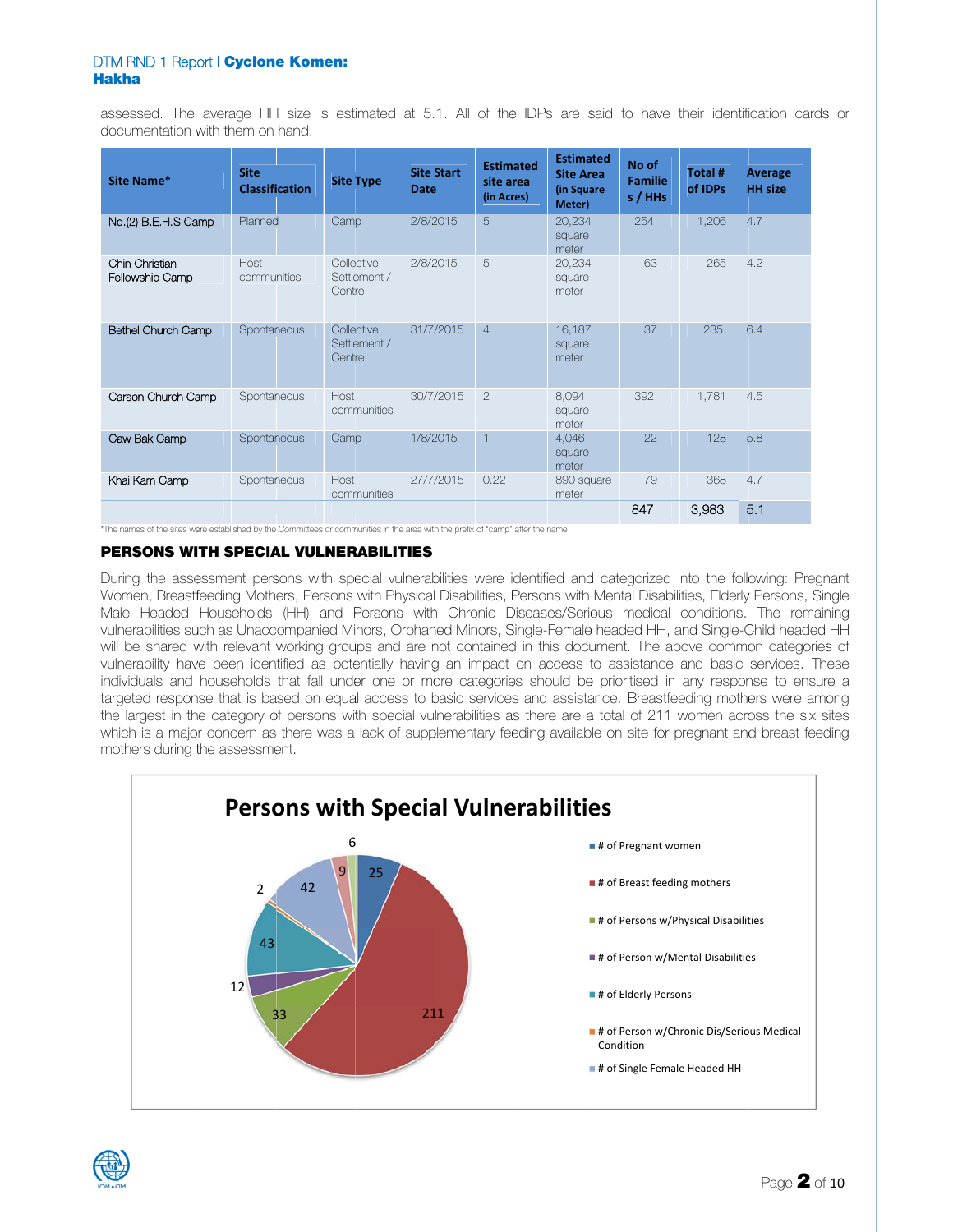assessed. The average HH size is estimated at 5.1. All of the IDPs are said to have their identification cards or documentation with them on hand.

| Site Name* | Site Classification | Site Type | Site Start Date | Estimated site area (in Acres) | Estimated Site Area (in Square Meter) | No of Families / HHs | Total # of IDPs | Average HH size |
|---|---|---|---|---|---|---|---|---|
| No.(2) B.E.H.S Camp | Planned | Camp | 2/8/2015 | 5 | 20,234 square meter | 254 | 1,206 | 4.7 |
| Chin Christian Fellowship Camp | Host communities | Collective Settlement / Centre | 2/8/2015 | 5 | 20,234 square meter | 63 | 265 | 4.2 |
| Bethel Church Camp | Spontaneous | Collective Settlement / Centre | 31/7/2015 | 4 | 16,187 square meter | 37 | 235 | 6.4 |
| Carson Church Camp | Spontaneous | Host communities | 30/7/2015 | 2 | 8,094 square meter | 392 | 1,781 | 4.5 |
| Caw Bak Camp | Spontaneous | Camp | 1/8/2015 | 1 | 4,046 square meter | 22 | 128 | 5.8 |
| Khai Kam Camp | Spontaneous | Host communities | 27/7/2015 | 0.22 | 890 square meter | 79 | 368 | 4.7 |
| | | | | | | 847 | 3,983 | 5.1 |

*The names of the sites were established by the Committees or communities in the area with the prefix of "camp" after the name

## PERSONS WITH SPECIAL VULNERABILITIES

During the assessment persons with special vulnerabilities were identified and categorized into the following: Pregnant Women, Breastfeeding Mothers, Persons with Physical Disabilities, Persons with Mental Disabilities, Elderly Persons, Single Male Headed Households (HH) and Persons with Chronic Diseases/Serious medical conditions. The remaining vulnerabilities such as Unaccompanied Minors, Orphaned Minors, Single-Female headed HH, and Single-Child headed HH will be shared with relevant working groups and are not contained in this document. The above common categories of vulnerability have been identified as potentially having an impact on access to assistance and basic services. These individuals and households that fall under one or more categories should be prioritised in any response to ensure a targeted response that is based on equal access to basic services and assistance. Breastfeeding mothers were among the largest in the category of persons with special vulnerabilities as there are a total of 211 women across the six sites which is a major concern as there was a lack of supplementary feeding available on site for pregnant and breast feeding mothers during the assessment.

**Persons with Special Vulnerabilities**

| Category | Number |
|---|---|
| # of Pregnant women | 25 |
| # of Breast feeding mothers | 211 |
| # of Persons w/Physical Disabilities | 33 |
| # of Person w/Mental Disabilities | 12 |
| # of Elderly Persons | 43 |
| # of Person w/Chronic Dis/Serious Medical Condition | 2 |
| # of Single Female Headed HH | 42 |
| (unlabeled) | 9 |
| (unlabeled) | 6 |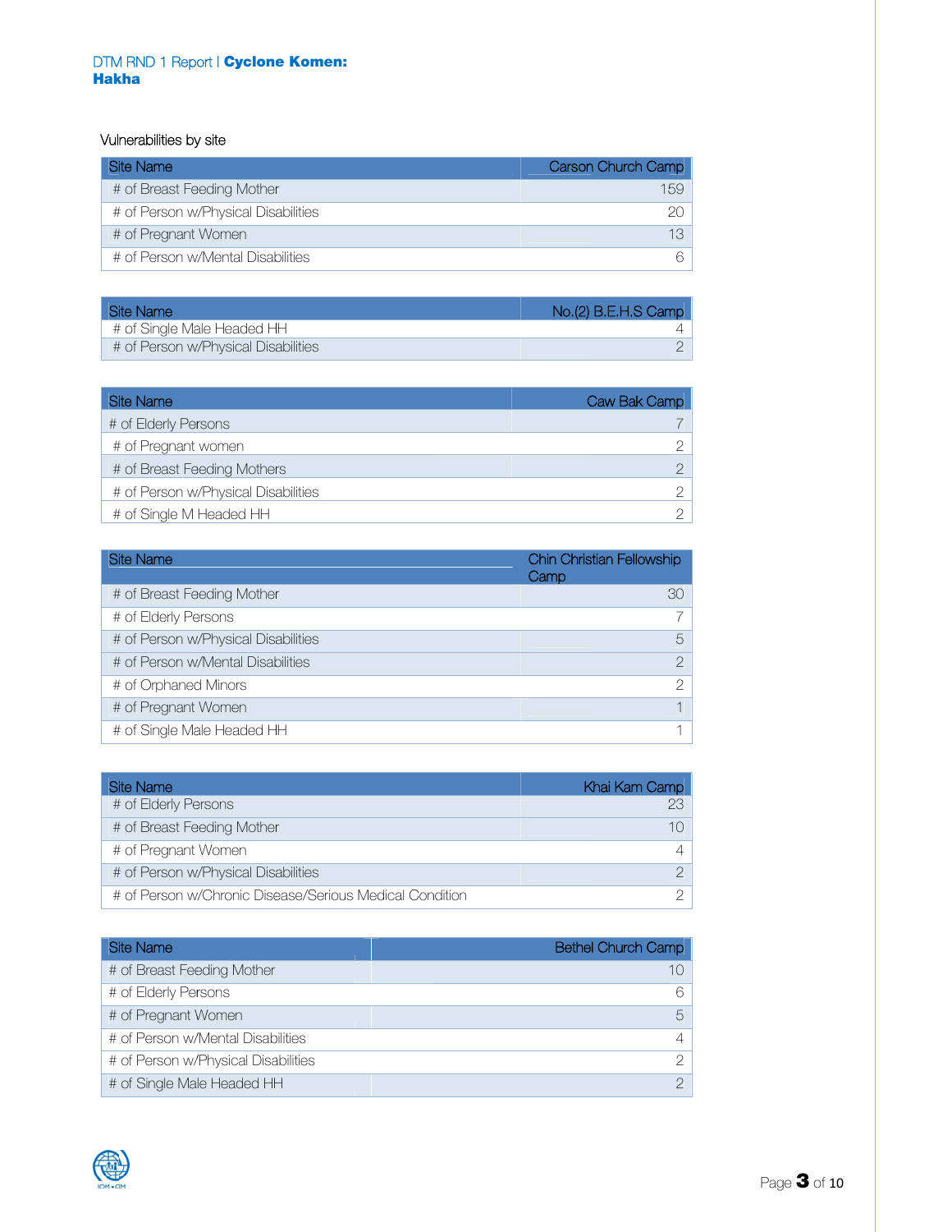Vulnerabilities by site

| Site Name | Carson Church Camp |
|---|---|
| # of Breast Feeding Mother | 159 |
| # of Person w/Physical Disabilities | 20 |
| # of Pregnant Women | 13 |
| # of Person w/Mental Disabilities | 6 |

| Site Name | No.(2) B.E.H.S Camp |
|---|---|
| # of Single Male Headed HH | 4 |
| # of Person w/Physical Disabilities | 2 |

| Site Name | Caw Bak Camp |
|---|---|
| # of Elderly Persons | 7 |
| # of Pregnant women | 2 |
| # of Breast Feeding Mothers | 2 |
| # of Person w/Physical Disabilities | 2 |
| # of Single M Headed HH | 2 |

| Site Name | Chin Christian Fellowship Camp |
|---|---|
| # of Breast Feeding Mother | 30 |
| # of Elderly Persons | 7 |
| # of Person w/Physical Disabilities | 5 |
| # of Person w/Mental Disabilities | 2 |
| # of Orphaned Minors | 2 |
| # of Pregnant Women | 1 |
| # of Single Male Headed HH | 1 |

| Site Name | Khai Kam Camp |
|---|---|
| # of Elderly Persons | 23 |
| # of Breast Feeding Mother | 10 |
| # of Pregnant Women | 4 |
| # of Person w/Physical Disabilities | 2 |
| # of Person w/Chronic Disease/Serious Medical Condition | 2 |

| Site Name | Bethel Church Camp |
|---|---|
| # of Breast Feeding Mother | 10 |
| # of Elderly Persons | 6 |
| # of Pregnant Women | 5 |
| # of Person w/Mental Disabilities | 4 |
| # of Person w/Physical Disabilities | 2 |
| # of Single Male Headed HH | 2 |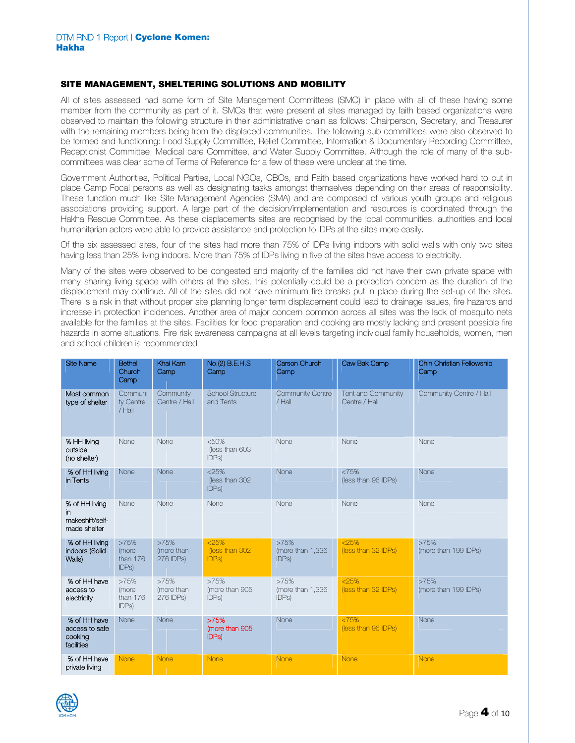## SITE MANAGEMENT, SHELTERING SOLUTIONS AND MOBILITY

All of sites assessed had some form of Site Management Committees (SMC) in place with all of these having some member from the community as part of it. SMCs that were present at sites managed by faith based organizations were observed to maintain the following structure in their administrative chain as follows: Chairperson, Secretary, and Treasurer with the remaining members being from the displaced communities. The following sub committees were also observed to be formed and functioning: Food Supply Committee, Relief Committee, Information & Documentary Recording Committee, Receptionist Committee, Medical care Committee, and Water Supply Committee. Although the role of many of the sub-committees was clear some of Terms of Reference for a few of these were unclear at the time.

Government Authorities, Political Parties, Local NGOs, CBOs, and Faith based organizations have worked hard to put in place Camp Focal persons as well as designating tasks amongst themselves depending on their areas of responsibility. These function much like Site Management Agencies (SMA) and are composed of various youth groups and religious associations providing support. A large part of the decision/implementation and resources is coordinated through the Hakha Rescue Committee. As these displacements sites are recognised by the local communities, authorities and local humanitarian actors were able to provide assistance and protection to IDPs at the sites more easily.

Of the six assessed sites, four of the sites had more than 75% of IDPs living indoors with solid walls with only two sites having less than 25% living indoors. More than 75% of IDPs living in five of the sites have access to electricity.

Many of the sites were observed to be congested and majority of the families did not have their own private space with many sharing living space with others at the sites, this potentially could be a protection concern as the duration of the displacement may continue. All of the sites did not have minimum fire breaks put in place during the set-up of the sites. There is a risk in that without proper site planning longer term displacement could lead to drainage issues, fire hazards and increase in protection incidences. Another area of major concern common across all sites was the lack of mosquito nets available for the families at the sites. Facilities for food preparation and cooking are mostly lacking and present possible fire hazards in some situations. Fire risk awareness campaigns at all levels targeting individual family households, women, men and school children is recommended

| Site Name | Bethel Church Camp | Khai Kam Camp | No.(2) B.E.H.S Camp | Carson Church Camp | Caw Bak Camp | Chin Christian Fellowship Camp |
|---|---|---|---|---|---|---|
| Most common type of shelter | Community Centre / Hall | Community Centre / Hall | School Structure and Tents | Community Centre / Hall | Tent and Community Centre / Hall | Community Centre / Hall |
| % HH living outside (no shelter) | None | None | <50% (less than 603 IDPs) | None | None | None |
| % of HH living in Tents | None | None | <25% (less than 302 IDPs) | None | <75% (less than 96 IDPs) | None |
| % of HH living in makeshift/self-made shelter | None | None | None | None | None | None |
| % of HH living indoors (Solid Walls) | >75% (more than 176 IDPs) | >75% (more than 276 IDPs) | <25% (less than 302 IDPs) | >75% (more than 1,336 IDPs) | <25% (less than 32 IDPs) | >75% (more than 199 IDPs) |
| % of HH have access to electricity | >75% (more than 176 IDPs) | >75% (more than 276 IDPs) | >75% (more than 905 IDPs) | >75% (more than 1,336 IDPs) | <25% (less than 32 IDPs) | >75% (more than 199 IDPs) |
| % of HH have access to safe cooking facilities | None | None | >75% (more than 905 IDPs) | None | <75% (less than 96 IDPs) | None |
| % of HH have private living | None | None | None | None | None | None |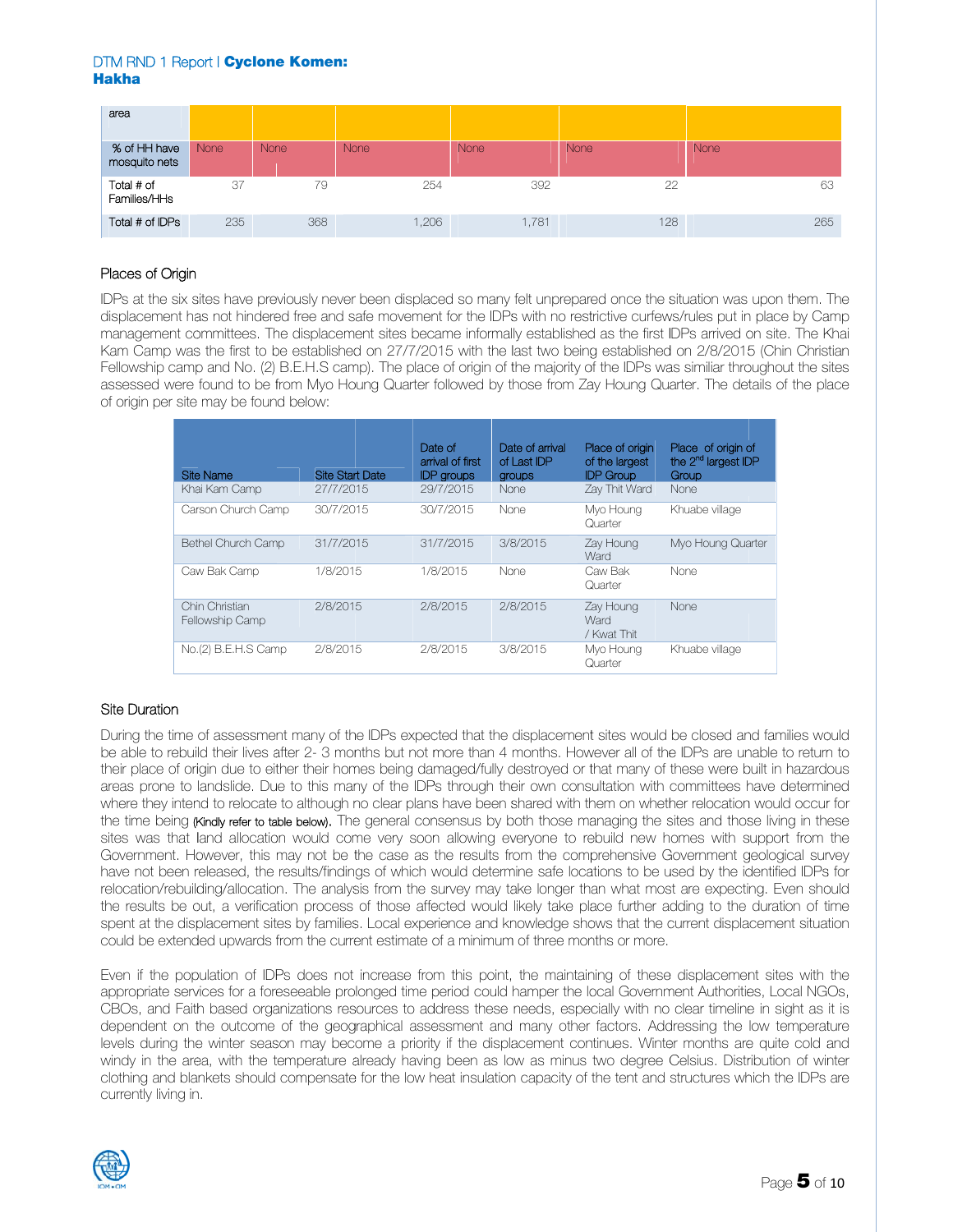| area | | | | | | |
|---|---|---|---|---|---|---|
| % of HH have mosquito nets | None | None | None | None | None | None |
| Total # of Families/HHs | 37 | 79 | 254 | 392 | 22 | 63 |
| Total # of IDPs | 235 | 368 | 1,206 | 1,781 | 128 | 265 |

## Places of Origin

IDPs at the six sites have previously never been displaced so many felt unprepared once the situation was upon them. The displacement has not hindered free and safe movement for the IDPs with no restrictive curfews/rules put in place by Camp management committees. The displacement sites became informally established as the first IDPs arrived on site. The Khai Kam Camp was the first to be established on 27/7/2015 with the last two being established on 2/8/2015 (Chin Christian Fellowship camp and No. (2) B.E.H.S camp). The place of origin of the majority of the IDPs was similiar throughout the sites assessed were found to be from Myo Houng Quarter followed by those from Zay Houng Quarter. The details of the place of origin per site may be found below:

| Site Name | Site Start Date | Date of arrival of first IDP groups | Date of arrival of Last IDP groups | Place of origin of the largest IDP Group | Place of origin of the 2nd largest IDP Group |
|---|---|---|---|---|---|
| Khai Kam Camp | 27/7/2015 | 29/7/2015 | None | Zay Thit Ward | None |
| Carson Church Camp | 30/7/2015 | 30/7/2015 | None | Myo Houng Quarter | Khuabe village |
| Bethel Church Camp | 31/7/2015 | 31/7/2015 | 3/8/2015 | Zay Houng Ward | Myo Houng Quarter |
| Caw Bak Camp | 1/8/2015 | 1/8/2015 | None | Caw Bak Quarter | None |
| Chin Christian Fellowship Camp | 2/8/2015 | 2/8/2015 | 2/8/2015 | Zay Houng Ward / Kwat Thit | None |
| No.(2) B.E.H.S Camp | 2/8/2015 | 2/8/2015 | 3/8/2015 | Myo Houng Quarter | Khuabe village |

## Site Duration

During the time of assessment many of the IDPs expected that the displacement sites would be closed and families would be able to rebuild their lives after 2- 3 months but not more than 4 months. However all of the IDPs are unable to return to their place of origin due to either their homes being damaged/fully destroyed or that many of these were built in hazardous areas prone to landslide. Due to this many of the IDPs through their own consultation with committees have determined where they intend to relocate to although no clear plans have been shared with them on whether relocation would occur for the time being (Kindly refer to table below). The general consensus by both those managing the sites and those living in these sites was that land allocation would come very soon allowing everyone to rebuild new homes with support from the Government. However, this may not be the case as the results from the comprehensive Government geological survey have not been released, the results/findings of which would determine safe locations to be used by the identified IDPs for relocation/rebuilding/allocation. The analysis from the survey may take longer than what most are expecting. Even should the results be out, a verification process of those affected would likely take place further adding to the duration of time spent at the displacement sites by families. Local experience and knowledge shows that the current displacement situation could be extended upwards from the current estimate of a minimum of three months or more.

Even if the population of IDPs does not increase from this point, the maintaining of these displacement sites with the appropriate services for a foreseeable prolonged time period could hamper the local Government Authorities, Local NGOs, CBOs, and Faith based organizations resources to address these needs, especially with no clear timeline in sight as it is dependent on the outcome of the geographical assessment and many other factors. Addressing the low temperature levels during the winter season may become a priority if the displacement continues. Winter months are quite cold and windy in the area, with the temperature already having been as low as minus two degree Celsius. Distribution of winter clothing and blankets should compensate for the low heat insulation capacity of the tent and structures which the IDPs are currently living in.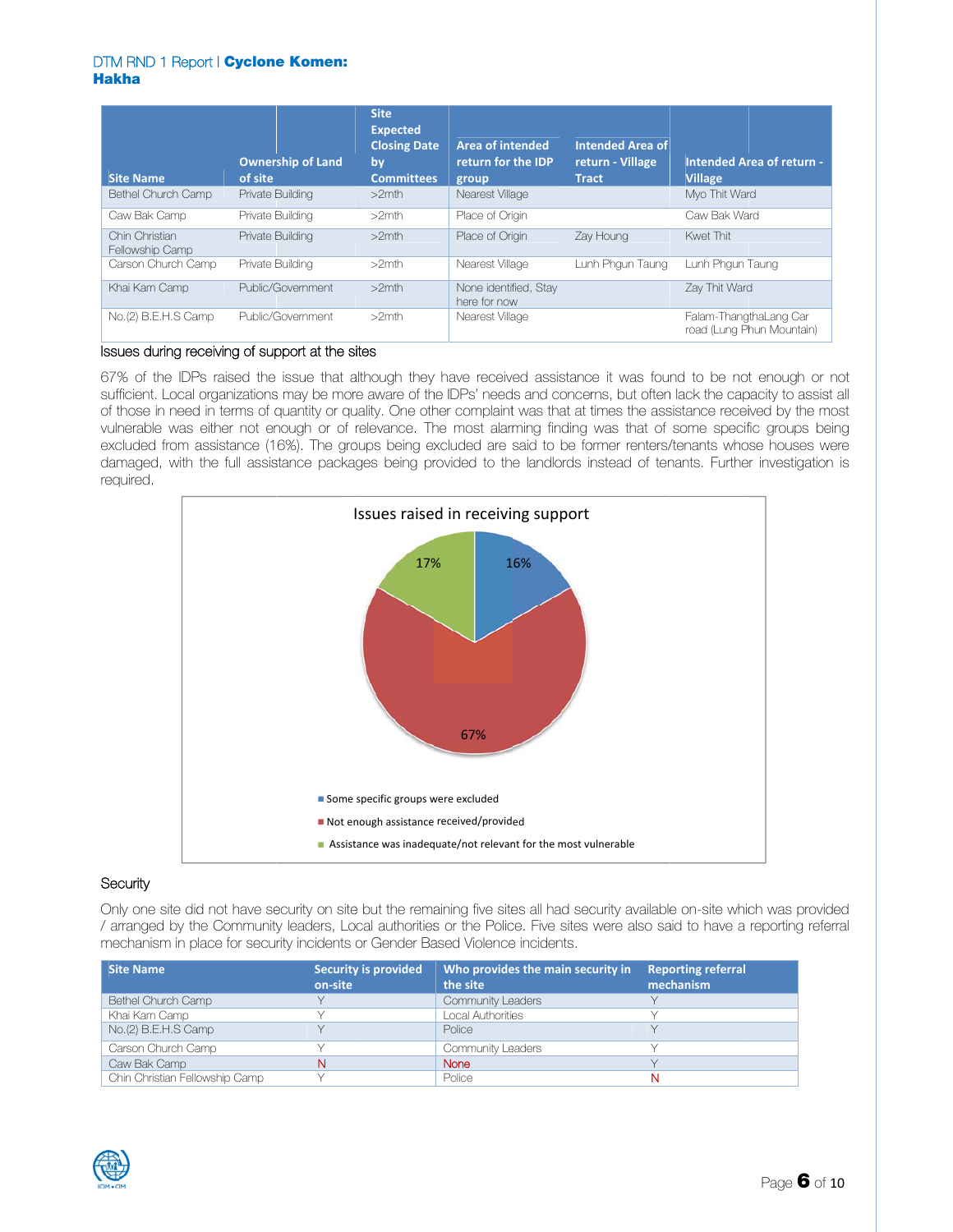| Site Name | Ownership of Land of site | Site Expected Closing Date by Committees | Area of intended return for the IDP group | Intended Area of return - Village Tract | Intended Area of return - Village |
|---|---|---|---|---|---|
| Bethel Church Camp | Private Building | >2mth | Nearest Village | | Myo Thit Ward |
| Caw Bak Camp | Private Building | >2mth | Place of Origin | | Caw Bak Ward |
| Chin Christian Fellowship Camp | Private Building | >2mth | Place of Origin | Zay Houng | Kwet Thit |
| Carson Church Camp | Private Building | >2mth | Nearest Village | Lunh Phgun Taung | Lunh Phgun Taung |
| Khai Kam Camp | Public/Government | >2mth | None identified, Stay here for now | | Zay Thit Ward |
| No.(2) B.E.H.S Camp | Public/Government | >2mth | Nearest Village | | Falam-ThangthaLang Car road (Lung Phun Mountain) |

## Issues during receiving of support at the sites

67% of the IDPs raised the issue that although they have received assistance it was found to be not enough or not sufficient. Local organizations may be more aware of the IDPs' needs and concerns, but often lack the capacity to assist all of those in need in terms of quantity or quality. One other complaint was that at times the assistance received by the most vulnerable was either not enough or of relevance. The most alarming finding was that of some specific groups being excluded from assistance (16%). The groups being excluded are said to be former renters/tenants whose houses were damaged, with the full assistance packages being provided to the landlords instead of tenants. Further investigation is required.

**Issues raised in receiving support**

| Issue | Percentage |
|---|---|
| Some specific groups were excluded | 16% |
| Not enough assistance received/provided | 67% |
| Assistance was inadequate/not relevant for the most vulnerable | 17% |

## Security

Only one site did not have security on site but the remaining five sites all had security available on-site which was provided / arranged by the Community leaders, Local authorities or the Police. Five sites were also said to have a reporting referral mechanism in place for security incidents or Gender Based Violence incidents.

| Site Name | Security is provided on-site | Who provides the main security in the site | Reporting referral mechanism |
|---|---|---|---|
| Bethel Church Camp | Y | Community Leaders | Y |
| Khai Kam Camp | Y | Local Authorities | Y |
| No.(2) B.E.H.S Camp | Y | Police | Y |
| Carson Church Camp | Y | Community Leaders | Y |
| Caw Bak Camp | N | None | Y |
| Chin Christian Fellowship Camp | Y | Police | N |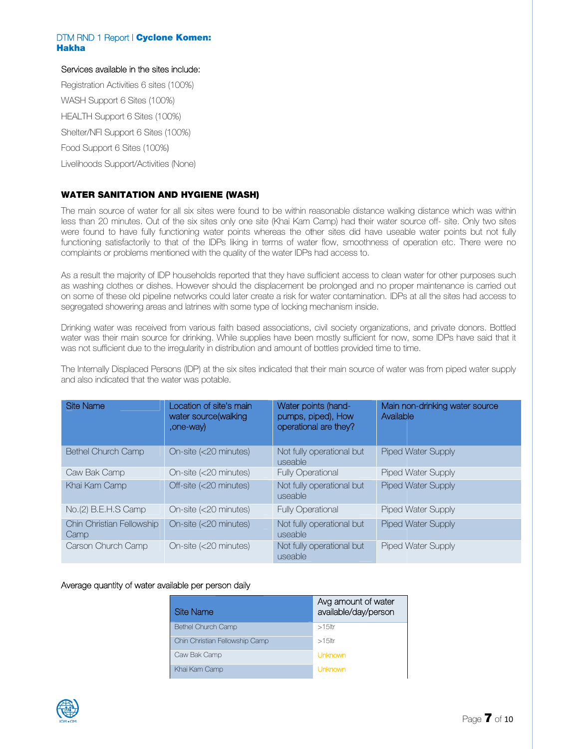Services available in the sites include:

Registration Activities 6 sites (100%)

WASH Support 6 Sites (100%)

HEALTH Support 6 Sites (100%)

Shelter/NFI Support 6 Sites (100%)

Food Support 6 Sites (100%)

Livelihoods Support/Activities (None)

## WATER SANITATION AND HYGIENE (WASH)

The main source of water for all six sites were found to be within reasonable distance walking distance which was within less than 20 minutes. Out of the six sites only one site (Khai Kam Camp) had their water source off- site. Only two sites were found to have fully functioning water points whereas the other sites did have useable water points but not fully functioning satisfactorily to that of the IDPs liking in terms of water flow, smoothness of operation etc. There were no complaints or problems mentioned with the quality of the water IDPs had access to.

As a result the majority of IDP households reported that they have sufficient access to clean water for other purposes such as washing clothes or dishes. However should the displacement be prolonged and no proper maintenance is carried out on some of these old pipeline networks could later create a risk for water contamination. IDPs at all the sites had access to segregated showering areas and latrines with some type of locking mechanism inside.

Drinking water was received from various faith based associations, civil society organizations, and private donors. Bottled water was their main source for drinking. While supplies have been mostly sufficient for now, some IDPs have said that it was not sufficient due to the irregularity in distribution and amount of bottles provided time to time.

The Internally Displaced Persons (IDP) at the six sites indicated that their main source of water was from piped water supply and also indicated that the water was potable.

| Site Name | Location of site's main water source(walking ,one-way) | Water points (hand-pumps, piped), How operational are they? | Main non-drinking water source Available |
|---|---|---|---|
| Bethel Church Camp | On-site (<20 minutes) | Not fully operational but useable | Piped Water Supply |
| Caw Bak Camp | On-site (<20 minutes) | Fully Operational | Piped Water Supply |
| Khai Kam Camp | Off-site (<20 minutes) | Not fully operational but useable | Piped Water Supply |
| No.(2) B.E.H.S Camp | On-site (<20 minutes) | Fully Operational | Piped Water Supply |
| Chin Christian Fellowship Camp | On-site (<20 minutes) | Not fully operational but useable | Piped Water Supply |
| Carson Church Camp | On-site (<20 minutes) | Not fully operational but useable | Piped Water Supply |

Average quantity of water available per person daily

| Site Name | Avg amount of water available/day/person |
|---|---|
| Bethel Church Camp | >15ltr |
| Chin Christian Fellowship Camp | >15ltr |
| Caw Bak Camp | Unknown |
| Khai Kam Camp | Unknown |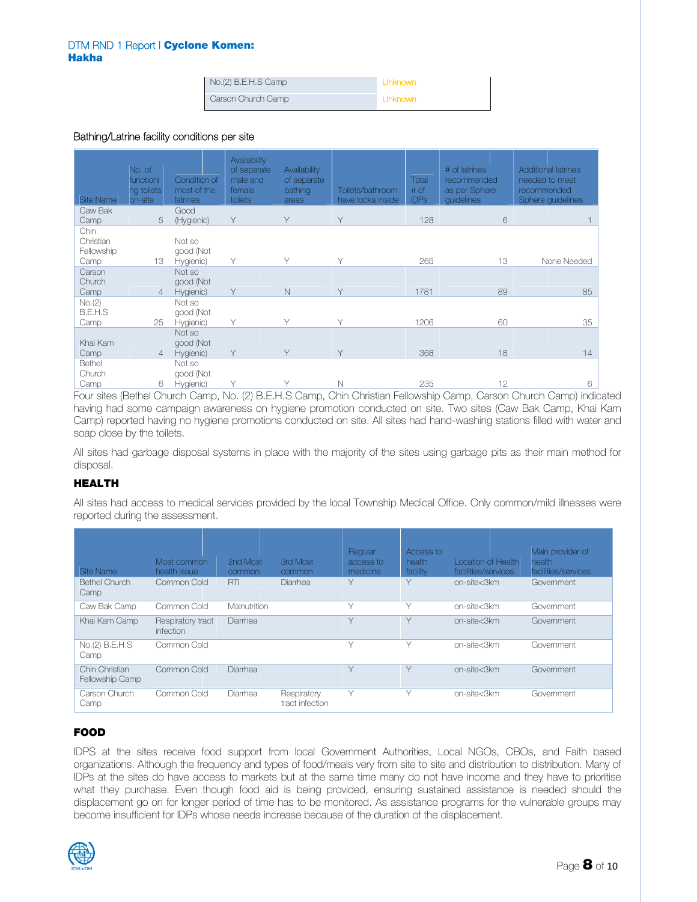| No.(2) B.E.H.S Camp | Unknown |
|---|---|
| Carson Church Camp | Unknown |

Bathing/Latrine facility conditions per site

| Site Name | No. of functioning toilets on-site | Condition of most of the latrines | Availability of separate male and female toilets | Availability of separate bathing areas | Toilets/bathroom have locks inside | Total # of IDPs | # of latrines recommended as per Sphere guidelines | Additional latrines needed to meet recommended Sphere guidelines |
|---|---|---|---|---|---|---|---|---|
| Caw Bak Camp | 5 | Good (Hygienic) | Y | Y | Y | 128 | 6 | 1 |
| Chin Christian Fellowship Camp | 13 | Not so good (Not Hygienic) | Y | Y | Y | 265 | 13 | None Needed |
| Carson Church Camp | 4 | Not so good (Not Hygienic) | Y | N | Y | 1781 | 89 | 85 |
| No.(2) B.E.H.S Camp | 25 | Not so good (Not Hygienic) | Y | Y | Y | 1206 | 60 | 35 |
| Khai Kam Camp | 4 | Not so good (Not Hygienic) | Y | Y | Y | 368 | 18 | 14 |
| Bethel Church Camp | 6 | Not so good (Not Hygienic) | Y | Y | N | 235 | 12 | 6 |

Four sites (Bethel Church Camp, No. (2) B.E.H.S Camp, Chin Christian Fellowship Camp, Carson Church Camp) indicated having had some campaign awareness on hygiene promotion conducted on site. Two sites (Caw Bak Camp, Khai Kam Camp) reported having no hygiene promotions conducted on site. All sites had hand-washing stations filled with water and soap close by the toilets.

All sites had garbage disposal systems in place with the majority of the sites using garbage pits as their main method for disposal.

## HEALTH

All sites had access to medical services provided by the local Township Medical Office. Only common/mild illnesses were reported during the assessment.

| Site Name | Most common health issue | 2nd Most common | 3rd Most common | Regular access to medicine | Access to health facility | Location of Health facilities/services | Main provider of health facilities/services |
|---|---|---|---|---|---|---|---|
| Bethel Church Camp | Common Cold | RTI | Diarrhea | Y | Y | on-site<3km | Government |
| Caw Bak Camp | Common Cold | Malnutrition | | Y | Y | on-site<3km | Government |
| Khai Kam Camp | Respiratory tract infection | Diarrhea | | Y | Y | on-site<3km | Government |
| No.(2) B.E.H.S Camp | Common Cold | | | Y | Y | on-site<3km | Government |
| Chin Christian Fellowship Camp | Common Cold | Diarrhea | | Y | Y | on-site<3km | Government |
| Carson Church Camp | Common Cold | Diarrhea | Respiratory tract infection | Y | Y | on-site<3km | Government |

## FOOD

IDPS at the sites receive food support from local Government Authorities, Local NGOs, CBOs, and Faith based organizations. Although the frequency and types of food/meals very from site to site and distribution to distribution. Many of IDPs at the sites do have access to markets but at the same time many do not have income and they have to prioritise what they purchase. Even though food aid is being provided, ensuring sustained assistance is needed should the displacement go on for longer period of time has to be monitored. As assistance programs for the vulnerable groups may become insufficient for IDPs whose needs increase because of the duration of the displacement.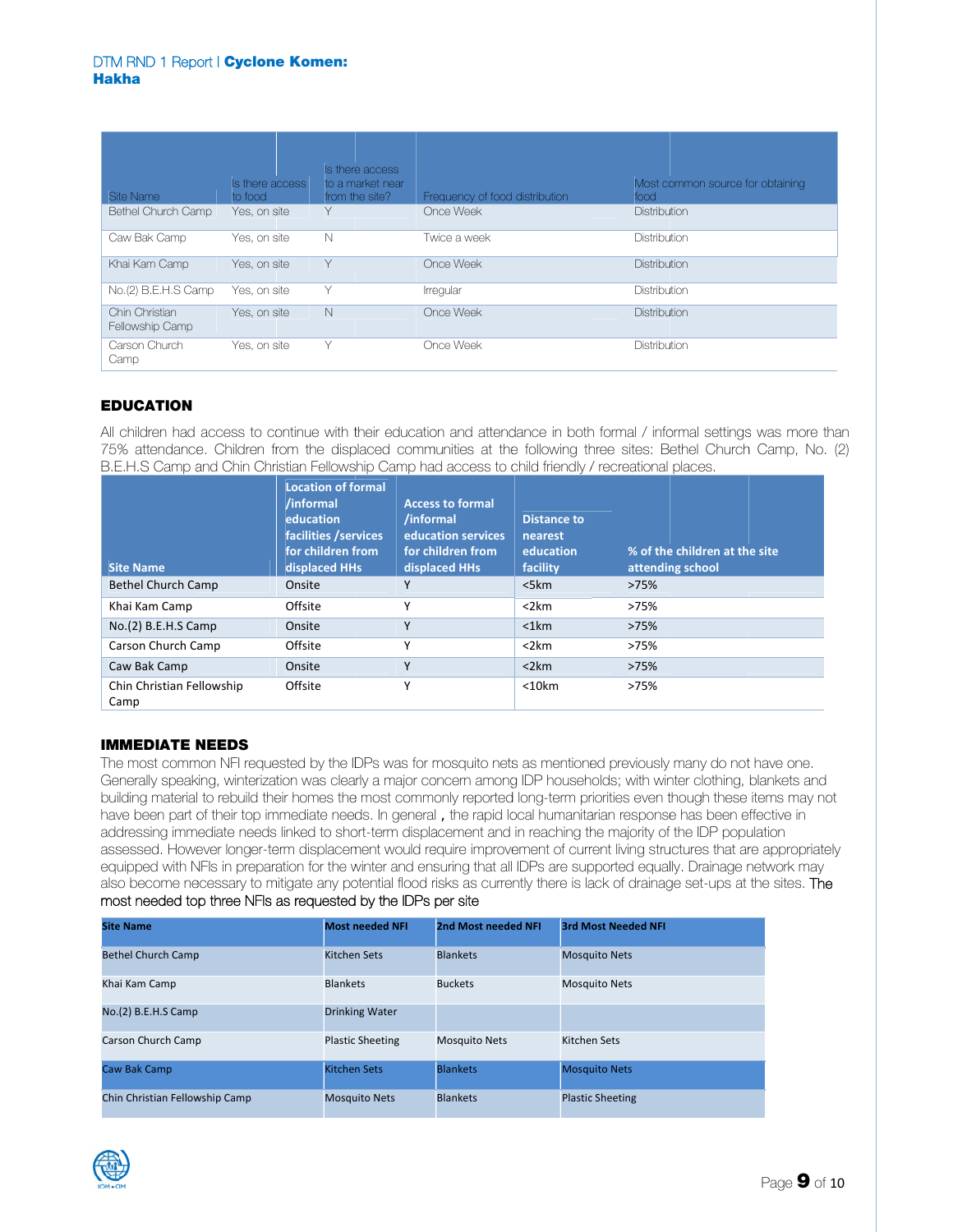| Site Name | Is there access to food | Is there access to a market near from the site? | Frequency of food distribution | Most common source for obtaining food |
|---|---|---|---|---|
| Bethel Church Camp | Yes, on site | Y | Once Week | Distribution |
| Caw Bak Camp | Yes, on site | N | Twice a week | Distribution |
| Khai Kam Camp | Yes, on site | Y | Once Week | Distribution |
| No.(2) B.E.H.S Camp | Yes, on site | Y | Irregular | Distribution |
| Chin Christian Fellowship Camp | Yes, on site | N | Once Week | Distribution |
| Carson Church Camp | Yes, on site | Y | Once Week | Distribution |

## EDUCATION

All children had access to continue with their education and attendance in both formal / informal settings was more than 75% attendance. Children from the displaced communities at the following three sites: Bethel Church Camp, No. (2) B.E.H.S Camp and Chin Christian Fellowship Camp had access to child friendly / recreational places.

| Site Name | Location of formal /informal education facilities /services for children from displaced HHs | Access to formal /informal education services for children from displaced HHs | Distance to nearest education facility | % of the children at the site attending school |
|---|---|---|---|---|
| Bethel Church Camp | Onsite | Y | <5km | >75% |
| Khai Kam Camp | Offsite | Y | <2km | >75% |
| No.(2) B.E.H.S Camp | Onsite | Y | <1km | >75% |
| Carson Church Camp | Offsite | Y | <2km | >75% |
| Caw Bak Camp | Onsite | Y | <2km | >75% |
| Chin Christian Fellowship Camp | Offsite | Y | <10km | >75% |

## IMMEDIATE NEEDS

The most common NFI requested by the IDPs was for mosquito nets as mentioned previously many do not have one. Generally speaking, winterization was clearly a major concern among IDP households; with winter clothing, blankets and building material to rebuild their homes the most commonly reported long-term priorities even though these items may not have been part of their top immediate needs. In general , the rapid local humanitarian response has been effective in addressing immediate needs linked to short-term displacement and in reaching the majority of the IDP population assessed. However longer-term displacement would require improvement of current living structures that are appropriately equipped with NFIs in preparation for the winter and ensuring that all IDPs are supported equally. Drainage network may also become necessary to mitigate any potential flood risks as currently there is lack of drainage set-ups at the sites. The most needed top three NFIs as requested by the IDPs per site

| Site Name | Most needed NFI | 2nd Most needed NFI | 3rd Most Needed NFI |
|---|---|---|---|
| Bethel Church Camp | Kitchen Sets | Blankets | Mosquito Nets |
| Khai Kam Camp | Blankets | Buckets | Mosquito Nets |
| No.(2) B.E.H.S Camp | Drinking Water | | |
| Carson Church Camp | Plastic Sheeting | Mosquito Nets | Kitchen Sets |
| Caw Bak Camp | Kitchen Sets | Blankets | Mosquito Nets |
| Chin Christian Fellowship Camp | Mosquito Nets | Blankets | Plastic Sheeting |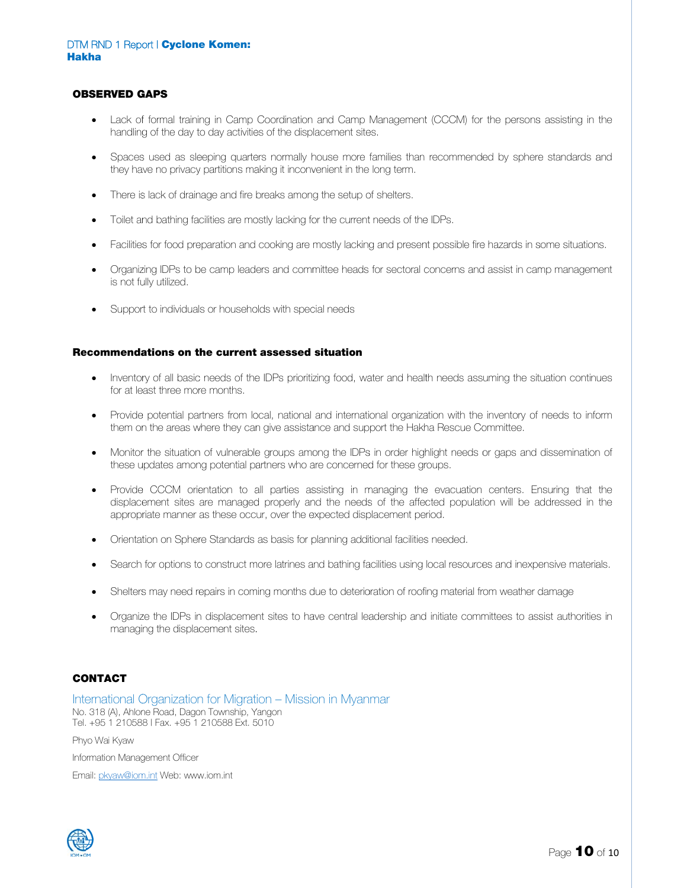## OBSERVED GAPS

- Lack of formal training in Camp Coordination and Camp Management (CCCM) for the persons assisting in the handling of the day to day activities of the displacement sites.
- Spaces used as sleeping quarters normally house more families than recommended by sphere standards and they have no privacy partitions making it inconvenient in the long term.
- There is lack of drainage and fire breaks among the setup of shelters.
- Toilet and bathing facilities are mostly lacking for the current needs of the IDPs.
- Facilities for food preparation and cooking are mostly lacking and present possible fire hazards in some situations.
- Organizing IDPs to be camp leaders and committee heads for sectoral concerns and assist in camp management is not fully utilized.
- Support to individuals or households with special needs

## Recommendations on the current assessed situation

- Inventory of all basic needs of the IDPs prioritizing food, water and health needs assuming the situation continues for at least three more months.
- Provide potential partners from local, national and international organization with the inventory of needs to inform them on the areas where they can give assistance and support the Hakha Rescue Committee.
- Monitor the situation of vulnerable groups among the IDPs in order highlight needs or gaps and dissemination of these updates among potential partners who are concerned for these groups.
- Provide CCCM orientation to all parties assisting in managing the evacuation centers. Ensuring that the displacement sites are managed properly and the needs of the affected population will be addressed in the appropriate manner as these occur, over the expected displacement period.
- Orientation on Sphere Standards as basis for planning additional facilities needed.
- Search for options to construct more latrines and bathing facilities using local resources and inexpensive materials.
- Shelters may need repairs in coming months due to deterioration of roofing material from weather damage
- Organize the IDPs in displacement sites to have central leadership and initiate committees to assist authorities in managing the displacement sites.

## CONTACT

International Organization for Migration – Mission in Myanmar
No. 318 (A), Ahlone Road, Dagon Township, Yangon
Tel. +95 1 210588 I Fax. +95 1 210588 Ext. 5010

Phyo Wai Kyaw

Information Management Officer

Email: pkyaw@iom.int Web: www.iom.int